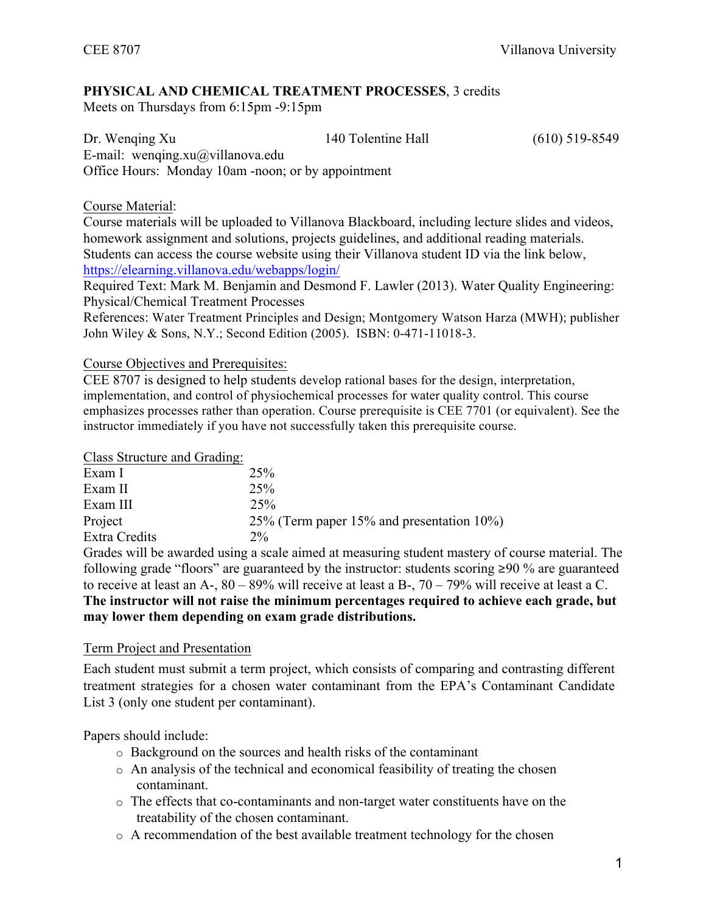**PHYSICAL AND CHEMICAL TREATMENT PROCESSES**, 3 credits
Meets on Thursdays from 6:15pm -9:15pm

Dr. Wenqing Xu 140 Tolentine Hall (610) 519-8549
E-mail: wenqing.xu@villanova.edu
Office Hours: Monday 10am -noon; or by appointment

Course Material:
Course materials will be uploaded to Villanova Blackboard, including lecture slides and videos, homework assignment and solutions, projects guidelines, and additional reading materials. Students can access the course website using their Villanova student ID via the link below,
https://elearning.villanova.edu/webapps/login/
Required Text: Mark M. Benjamin and Desmond F. Lawler (2013). Water Quality Engineering: Physical/Chemical Treatment Processes
References: Water Treatment Principles and Design; Montgomery Watson Harza (MWH); publisher John Wiley & Sons, N.Y.; Second Edition (2005). ISBN: 0-471-11018-3.

Course Objectives and Prerequisites:
CEE 8707 is designed to help students develop rational bases for the design, interpretation, implementation, and control of physiochemical processes for water quality control. This course emphasizes processes rather than operation. Course prerequisite is CEE 7701 (or equivalent). See the instructor immediately if you have not successfully taken this prerequisite course.

Class Structure and Grading:

| | |
|---|---|
| Exam I | 25% |
| Exam II | 25% |
| Exam III | 25% |
| Project | 25% (Term paper 15% and presentation 10%) |
| Extra Credits | 2% |

Grades will be awarded using a scale aimed at measuring student mastery of course material. The following grade "floors" are guaranteed by the instructor: students scoring ≥90 % are guaranteed to receive at least an A-, 80 – 89% will receive at least a B-, 70 – 79% will receive at least a C. **The instructor will not raise the minimum percentages required to achieve each grade, but may lower them depending on exam grade distributions.**

Term Project and Presentation

Each student must submit a term project, which consists of comparing and contrasting different treatment strategies for a chosen water contaminant from the EPA's Contaminant Candidate List 3 (only one student per contaminant).

Papers should include:

- Background on the sources and health risks of the contaminant
- An analysis of the technical and economical feasibility of treating the chosen contaminant.
- The effects that co-contaminants and non-target water constituents have on the treatability of the chosen contaminant.
- A recommendation of the best available treatment technology for the chosen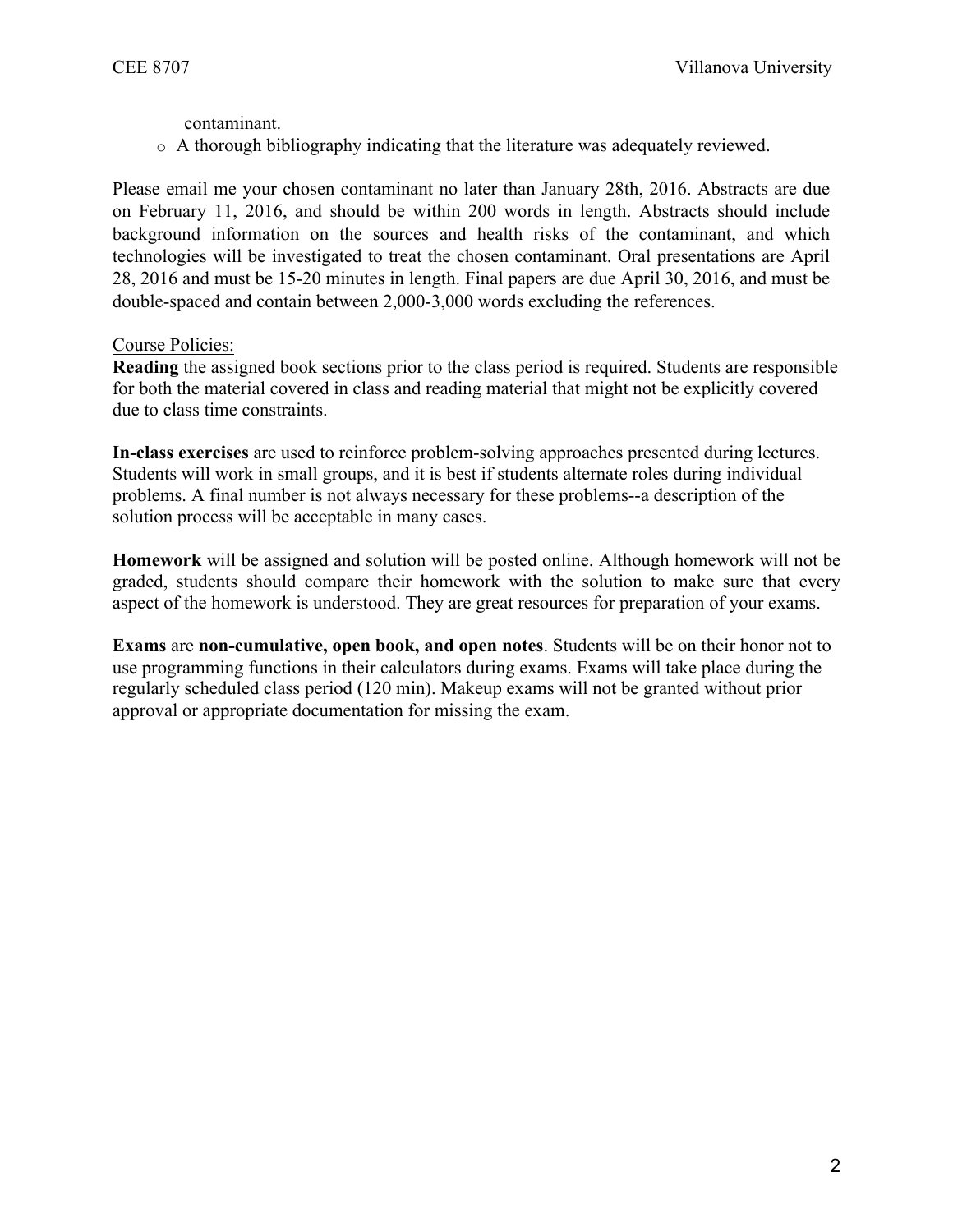contaminant.

- A thorough bibliography indicating that the literature was adequately reviewed.

Please email me your chosen contaminant no later than January 28th, 2016. Abstracts are due on February 11, 2016, and should be within 200 words in length. Abstracts should include background information on the sources and health risks of the contaminant, and which technologies will be investigated to treat the chosen contaminant. Oral presentations are April 28, 2016 and must be 15-20 minutes in length. Final papers are due April 30, 2016, and must be double-spaced and contain between 2,000-3,000 words excluding the references.

<u>Course Policies:</u>

**Reading** the assigned book sections prior to the class period is required. Students are responsible for both the material covered in class and reading material that might not be explicitly covered due to class time constraints.

**In-class exercises** are used to reinforce problem-solving approaches presented during lectures. Students will work in small groups, and it is best if students alternate roles during individual problems. A final number is not always necessary for these problems--a description of the solution process will be acceptable in many cases.

**Homework** will be assigned and solution will be posted online. Although homework will not be graded, students should compare their homework with the solution to make sure that every aspect of the homework is understood. They are great resources for preparation of your exams.

**Exams** are **non-cumulative, open book, and open notes**. Students will be on their honor not to use programming functions in their calculators during exams. Exams will take place during the regularly scheduled class period (120 min). Makeup exams will not be granted without prior approval or appropriate documentation for missing the exam.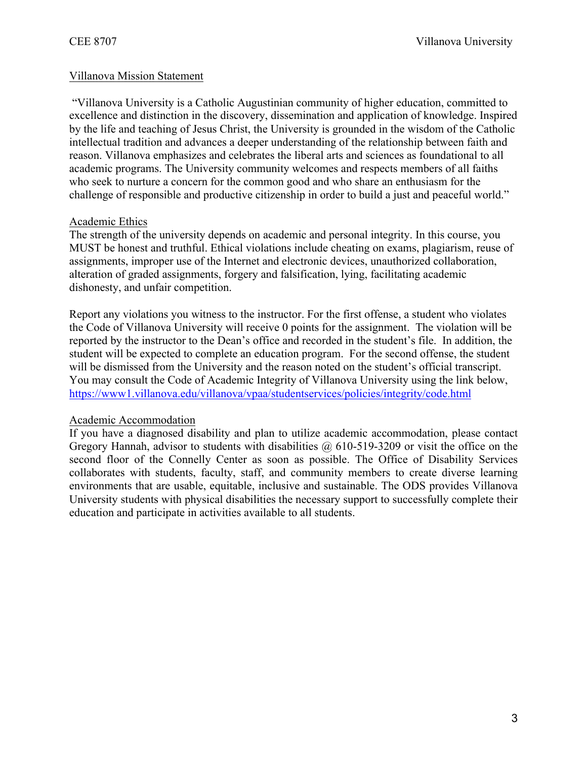## Villanova Mission Statement

"Villanova University is a Catholic Augustinian community of higher education, committed to excellence and distinction in the discovery, dissemination and application of knowledge. Inspired by the life and teaching of Jesus Christ, the University is grounded in the wisdom of the Catholic intellectual tradition and advances a deeper understanding of the relationship between faith and reason. Villanova emphasizes and celebrates the liberal arts and sciences as foundational to all academic programs. The University community welcomes and respects members of all faiths who seek to nurture a concern for the common good and who share an enthusiasm for the challenge of responsible and productive citizenship in order to build a just and peaceful world."

## Academic Ethics

The strength of the university depends on academic and personal integrity. In this course, you MUST be honest and truthful. Ethical violations include cheating on exams, plagiarism, reuse of assignments, improper use of the Internet and electronic devices, unauthorized collaboration, alteration of graded assignments, forgery and falsification, lying, facilitating academic dishonesty, and unfair competition.

Report any violations you witness to the instructor. For the first offense, a student who violates the Code of Villanova University will receive 0 points for the assignment. The violation will be reported by the instructor to the Dean's office and recorded in the student's file. In addition, the student will be expected to complete an education program. For the second offense, the student will be dismissed from the University and the reason noted on the student's official transcript. You may consult the Code of Academic Integrity of Villanova University using the link below, https://www1.villanova.edu/villanova/vpaa/studentservices/policies/integrity/code.html

## Academic Accommodation

If you have a diagnosed disability and plan to utilize academic accommodation, please contact Gregory Hannah, advisor to students with disabilities @ 610-519-3209 or visit the office on the second floor of the Connelly Center as soon as possible. The Office of Disability Services collaborates with students, faculty, staff, and community members to create diverse learning environments that are usable, equitable, inclusive and sustainable. The ODS provides Villanova University students with physical disabilities the necessary support to successfully complete their education and participate in activities available to all students.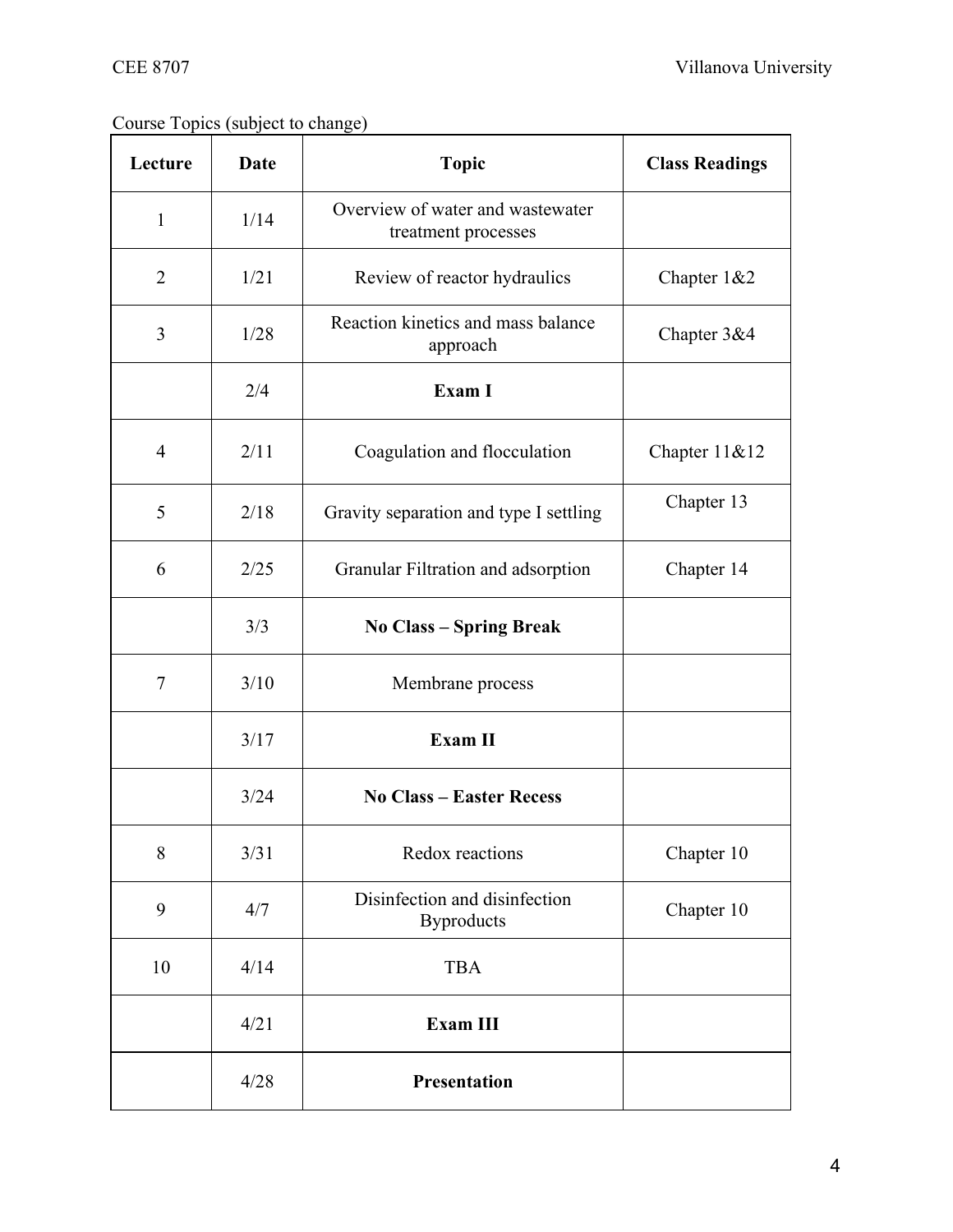Course Topics (subject to change)

| Lecture | Date | Topic | Class Readings |
|---|---|---|---|
| 1 | 1/14 | Overview of water and wastewater treatment processes | |
| 2 | 1/21 | Review of reactor hydraulics | Chapter 1&2 |
| 3 | 1/28 | Reaction kinetics and mass balance approach | Chapter 3&4 |
| | 2/4 | **Exam I** | |
| 4 | 2/11 | Coagulation and flocculation | Chapter 11&12 |
| 5 | 2/18 | Gravity separation and type I settling | Chapter 13 |
| 6 | 2/25 | Granular Filtration and adsorption | Chapter 14 |
| | 3/3 | **No Class – Spring Break** | |
| 7 | 3/10 | Membrane process | |
| | 3/17 | **Exam II** | |
| | 3/24 | **No Class – Easter Recess** | |
| 8 | 3/31 | Redox reactions | Chapter 10 |
| 9 | 4/7 | Disinfection and disinfection Byproducts | Chapter 10 |
| 10 | 4/14 | TBA | |
| | 4/21 | **Exam III** | |
| | 4/28 | **Presentation** | |